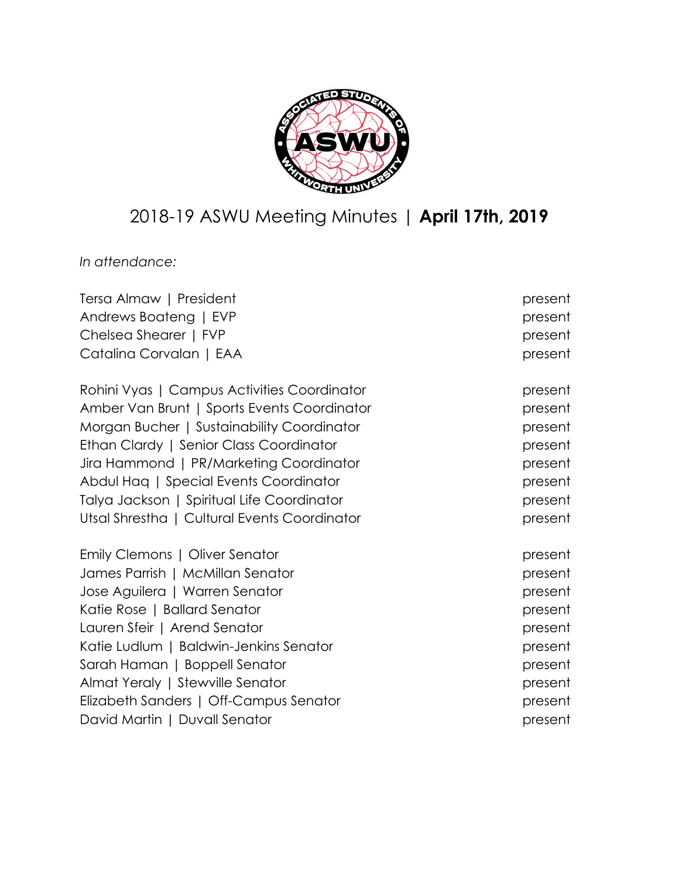# 2018-19 ASWU Meeting Minutes | **April 17th, 2019**

*In attendance:*

| | |
|---|---|
| Tersa Almaw \| President | present |
| Andrews Boateng \| EVP | present |
| Chelsea Shearer \| FVP | present |
| Catalina Corvalan \| EAA | present |
| | |
| Rohini Vyas \| Campus Activities Coordinator | present |
| Amber Van Brunt \| Sports Events Coordinator | present |
| Morgan Bucher \| Sustainability Coordinator | present |
| Ethan Clardy \| Senior Class Coordinator | present |
| Jira Hammond \| PR/Marketing Coordinator | present |
| Abdul Haq \| Special Events Coordinator | present |
| Talya Jackson \| Spiritual Life Coordinator | present |
| Utsal Shrestha \| Cultural Events Coordinator | present |
| | |
| Emily Clemons \| Oliver Senator | present |
| James Parrish \| McMillan Senator | present |
| Jose Aguilera \| Warren Senator | present |
| Katie Rose \| Ballard Senator | present |
| Lauren Sfeir \| Arend Senator | present |
| Katie Ludlum \| Baldwin-Jenkins Senator | present |
| Sarah Haman \| Boppell Senator | present |
| Almat Yeraly \| Stewville Senator | present |
| Elizabeth Sanders \| Off-Campus Senator | present |
| David Martin \| Duvall Senator | present |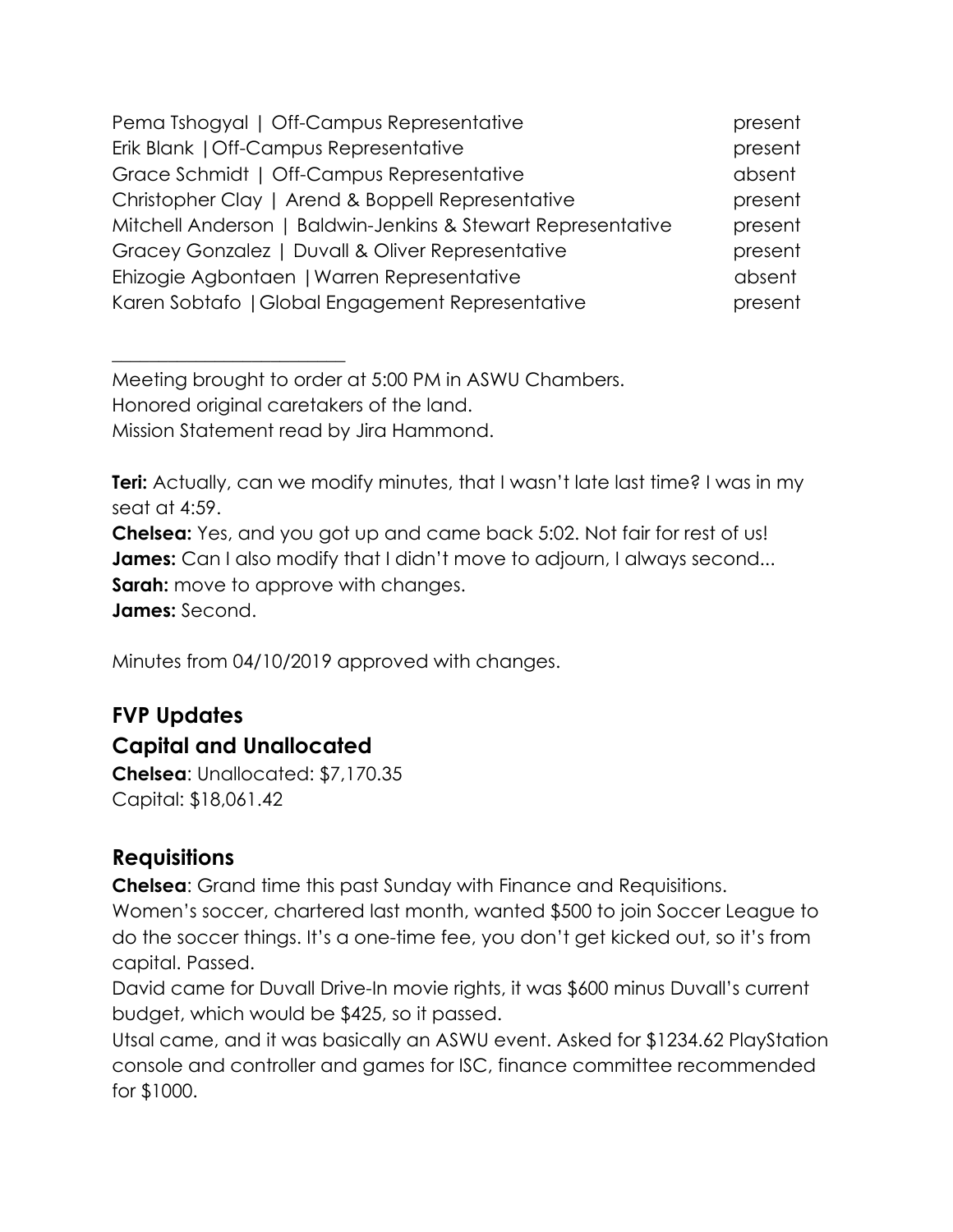| | |
|---|---|
| Pema Tshogyal \| Off-Campus Representative | present |
| Erik Blank \| Off-Campus Representative | present |
| Grace Schmidt \| Off-Campus Representative | absent |
| Christopher Clay \| Arend & Boppell Representative | present |
| Mitchell Anderson \| Baldwin-Jenkins & Stewart Representative | present |
| Gracey Gonzalez \| Duvall & Oliver Representative | present |
| Ehizogie Agbontaen \| Warren Representative | absent |
| Karen Sobtafo \| Global Engagement Representative | present |

---

Meeting brought to order at 5:00 PM in ASWU Chambers.
Honored original caretakers of the land.
Mission Statement read by Jira Hammond.

**Teri:** Actually, can we modify minutes, that I wasn't late last time? I was in my seat at 4:59.
**Chelsea:** Yes, and you got up and came back 5:02. Not fair for rest of us!
**James:** Can I also modify that I didn't move to adjourn, I always second...
**Sarah:** move to approve with changes.
**James:** Second.

Minutes from 04/10/2019 approved with changes.

## FVP Updates

## Capital and Unallocated

**Chelsea**: Unallocated: $7,170.35
Capital: $18,061.42

## Requisitions

**Chelsea**: Grand time this past Sunday with Finance and Requisitions.
Women's soccer, chartered last month, wanted $500 to join Soccer League to do the soccer things. It's a one-time fee, you don't get kicked out, so it's from capital. Passed.
David came for Duvall Drive-In movie rights, it was $600 minus Duvall's current budget, which would be $425, so it passed.
Utsal came, and it was basically an ASWU event. Asked for $1234.62 PlayStation console and controller and games for ISC, finance committee recommended for $1000.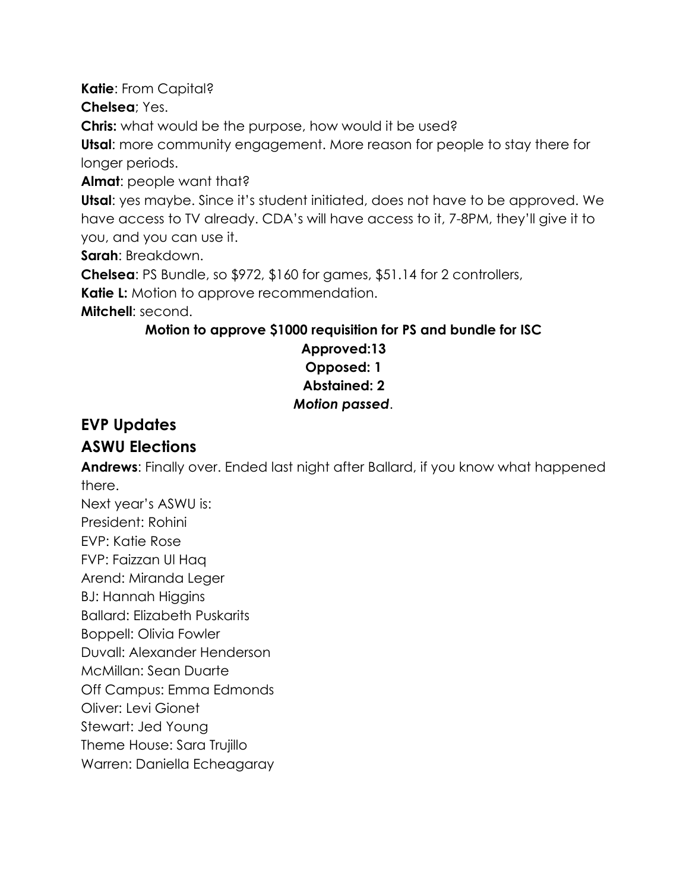**Katie**: From Capital?

**Chelsea**; Yes.

**Chris:** what would be the purpose, how would it be used?

**Utsal**: more community engagement. More reason for people to stay there for longer periods.

**Almat**: people want that?

**Utsal**: yes maybe. Since it's student initiated, does not have to be approved. We have access to TV already. CDA's will have access to it, 7-8PM, they'll give it to you, and you can use it.

**Sarah**: Breakdown.

**Chelsea**: PS Bundle, so $972, $160 for games, $51.14 for 2 controllers,

**Katie L:** Motion to approve recommendation.

**Mitchell**: second.

**Motion to approve $1000 requisition for PS and bundle for ISC**

**Approved:13**

**Opposed: 1**

**Abstained: 2**

***Motion passed***.

## EVP Updates

## ASWU Elections

**Andrews**: Finally over. Ended last night after Ballard, if you know what happened there.

Next year's ASWU is:

President: Rohini

EVP: Katie Rose

FVP: Faizzan Ul Haq

Arend: Miranda Leger

BJ: Hannah Higgins

Ballard: Elizabeth Puskarits

Boppell: Olivia Fowler

Duvall: Alexander Henderson

McMillan: Sean Duarte

Off Campus: Emma Edmonds

Oliver: Levi Gionet

Stewart: Jed Young

Theme House: Sara Trujillo

Warren: Daniella Echeagaray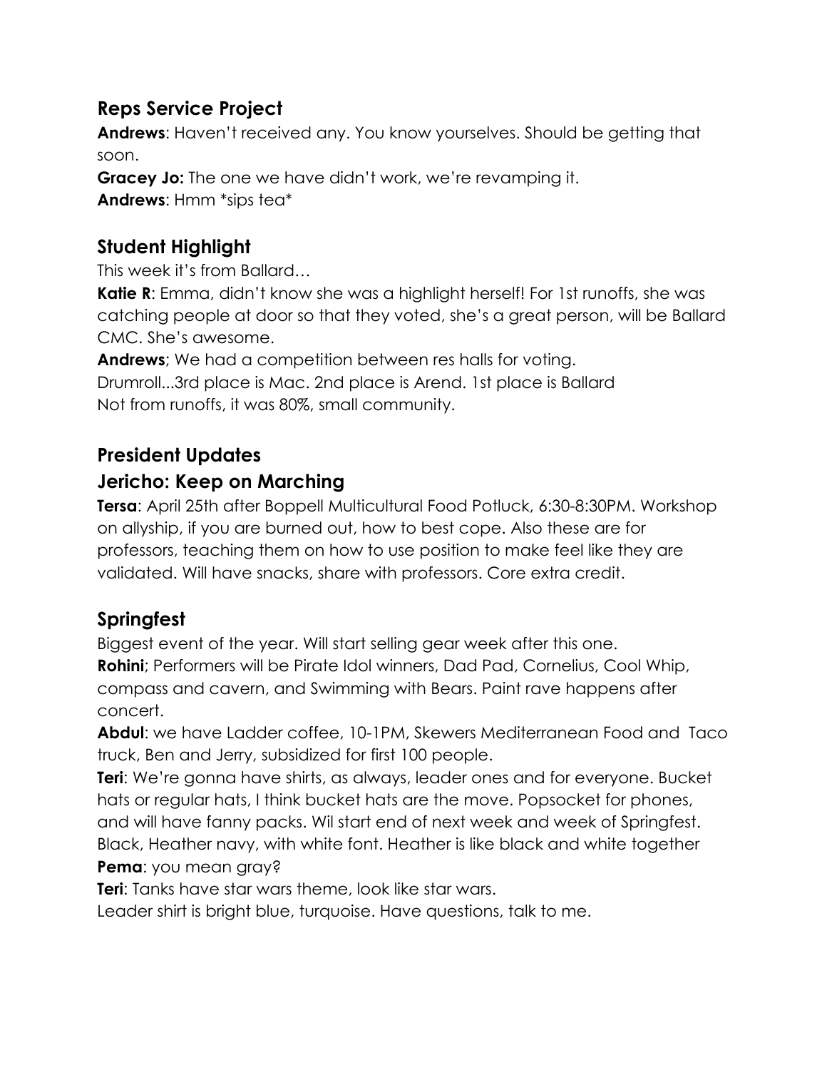## Reps Service Project

**Andrews**: Haven't received any. You know yourselves. Should be getting that soon.

**Gracey Jo:** The one we have didn't work, we're revamping it.

**Andrews**: Hmm *sips tea*

## Student Highlight

This week it's from Ballard…

**Katie R**: Emma, didn't know she was a highlight herself! For 1st runoffs, she was catching people at door so that they voted, she's a great person, will be Ballard CMC. She's awesome.

**Andrews**; We had a competition between res halls for voting.
Drumroll...3rd place is Mac. 2nd place is Arend. 1st place is Ballard
Not from runoffs, it was 80%, small community.

## President Updates

## Jericho: Keep on Marching

**Tersa**: April 25th after Boppell Multicultural Food Potluck, 6:30-8:30PM. Workshop on allyship, if you are burned out, how to best cope. Also these are for professors, teaching them on how to use position to make feel like they are validated. Will have snacks, share with professors. Core extra credit.

## Springfest

Biggest event of the year. Will start selling gear week after this one.

**Rohini**; Performers will be Pirate Idol winners, Dad Pad, Cornelius, Cool Whip, compass and cavern, and Swimming with Bears. Paint rave happens after concert.

**Abdul**: we have Ladder coffee, 10-1PM, Skewers Mediterranean Food and Taco truck, Ben and Jerry, subsidized for first 100 people.

**Teri**: We're gonna have shirts, as always, leader ones and for everyone. Bucket hats or regular hats, I think bucket hats are the move. Popsocket for phones, and will have fanny packs. Wil start end of next week and week of Springfest. Black, Heather navy, with white font. Heather is like black and white together

**Pema**: you mean gray?

**Teri**: Tanks have star wars theme, look like star wars.
Leader shirt is bright blue, turquoise. Have questions, talk to me.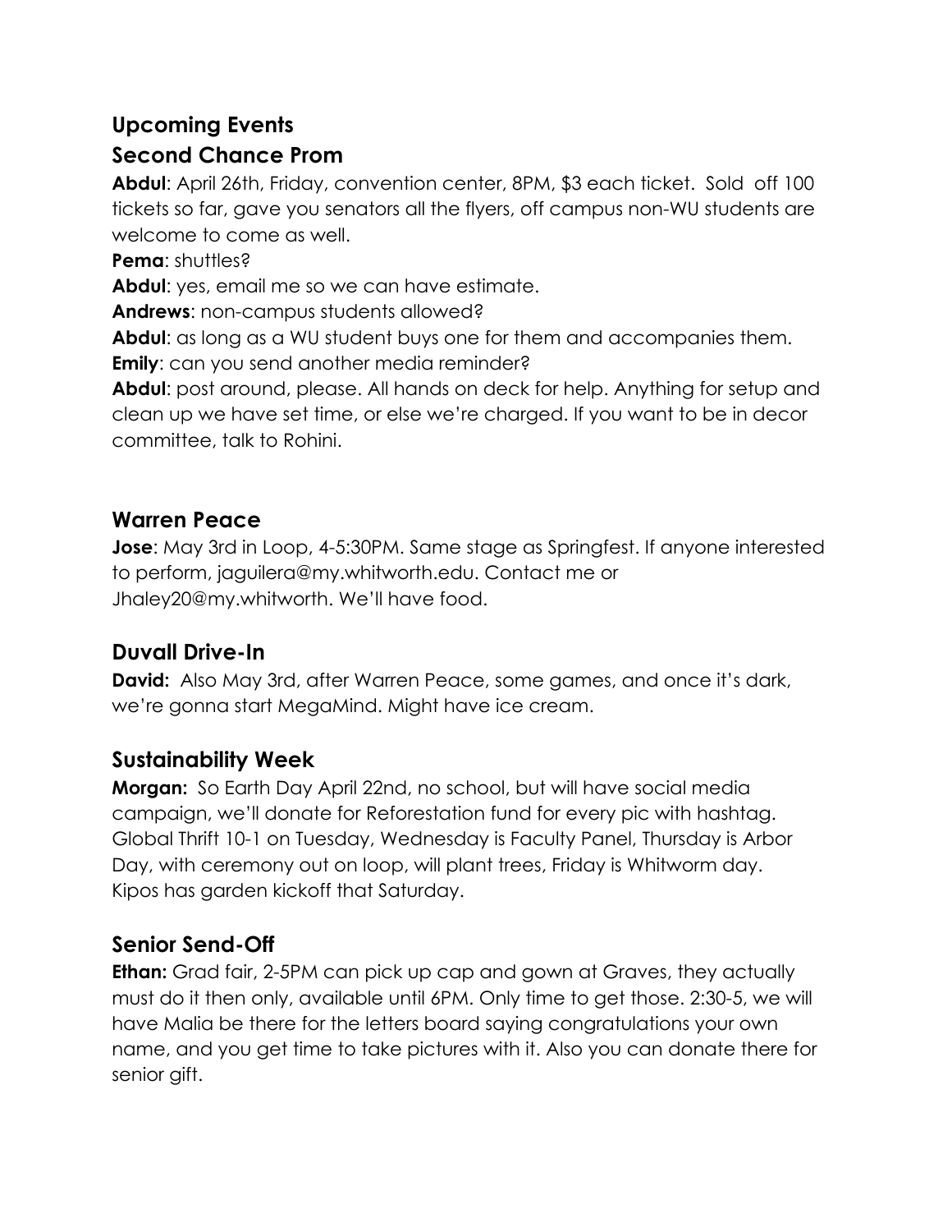## Upcoming Events

## Second Chance Prom

**Abdul**: April 26th, Friday, convention center, 8PM, $3 each ticket. Sold off 100 tickets so far, gave you senators all the flyers, off campus non-WU students are welcome to come as well.

**Pema**: shuttles?

**Abdul**: yes, email me so we can have estimate.

**Andrews**: non-campus students allowed?

**Abdul**: as long as a WU student buys one for them and accompanies them.

**Emily**: can you send another media reminder?

**Abdul**: post around, please. All hands on deck for help. Anything for setup and clean up we have set time, or else we're charged. If you want to be in decor committee, talk to Rohini.

## Warren Peace

**Jose**: May 3rd in Loop, 4-5:30PM. Same stage as Springfest. If anyone interested to perform, jaguilera@my.whitworth.edu. Contact me or Jhaley20@my.whitworth. We'll have food.

## Duvall Drive-In

**David:** Also May 3rd, after Warren Peace, some games, and once it's dark, we're gonna start MegaMind. Might have ice cream.

## Sustainability Week

**Morgan:** So Earth Day April 22nd, no school, but will have social media campaign, we'll donate for Reforestation fund for every pic with hashtag. Global Thrift 10-1 on Tuesday, Wednesday is Faculty Panel, Thursday is Arbor Day, with ceremony out on loop, will plant trees, Friday is Whitworm day. Kipos has garden kickoff that Saturday.

## Senior Send-Off

**Ethan:** Grad fair, 2-5PM can pick up cap and gown at Graves, they actually must do it then only, available until 6PM. Only time to get those. 2:30-5, we will have Malia be there for the letters board saying congratulations your own name, and you get time to take pictures with it. Also you can donate there for senior gift.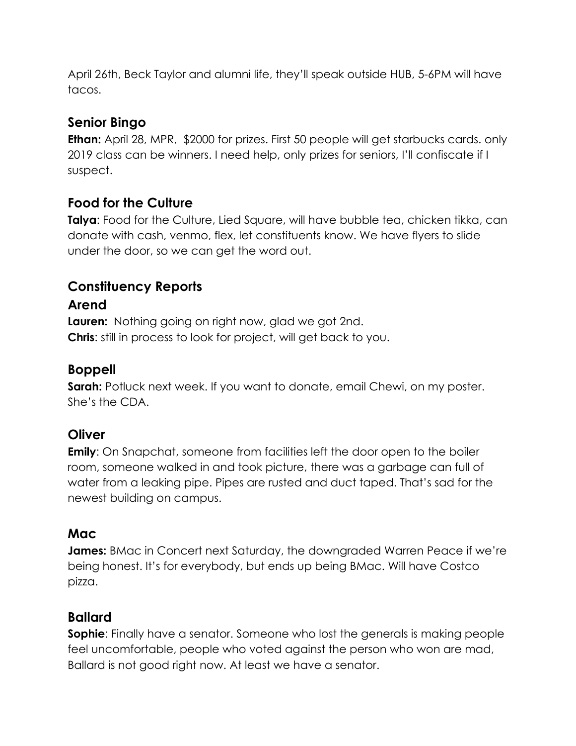April 26th, Beck Taylor and alumni life, they'll speak outside HUB, 5-6PM will have tacos.

## Senior Bingo

**Ethan:** April 28, MPR, $2000 for prizes. First 50 people will get starbucks cards. only 2019 class can be winners. I need help, only prizes for seniors, I'll confiscate if I suspect.

## Food for the Culture

**Talya**: Food for the Culture, Lied Square, will have bubble tea, chicken tikka, can donate with cash, venmo, flex, let constituents know. We have flyers to slide under the door, so we can get the word out.

## Constituency Reports

## Arend

**Lauren:** Nothing going on right now, glad we got 2nd.
**Chris**: still in process to look for project, will get back to you.

## Boppell

**Sarah:** Potluck next week. If you want to donate, email Chewi, on my poster. She's the CDA.

## Oliver

**Emily**: On Snapchat, someone from facilities left the door open to the boiler room, someone walked in and took picture, there was a garbage can full of water from a leaking pipe. Pipes are rusted and duct taped. That's sad for the newest building on campus.

## Mac

**James:** BMac in Concert next Saturday, the downgraded Warren Peace if we're being honest. It's for everybody, but ends up being BMac. Will have Costco pizza.

## Ballard

**Sophie**: Finally have a senator. Someone who lost the generals is making people feel uncomfortable, people who voted against the person who won are mad, Ballard is not good right now. At least we have a senator.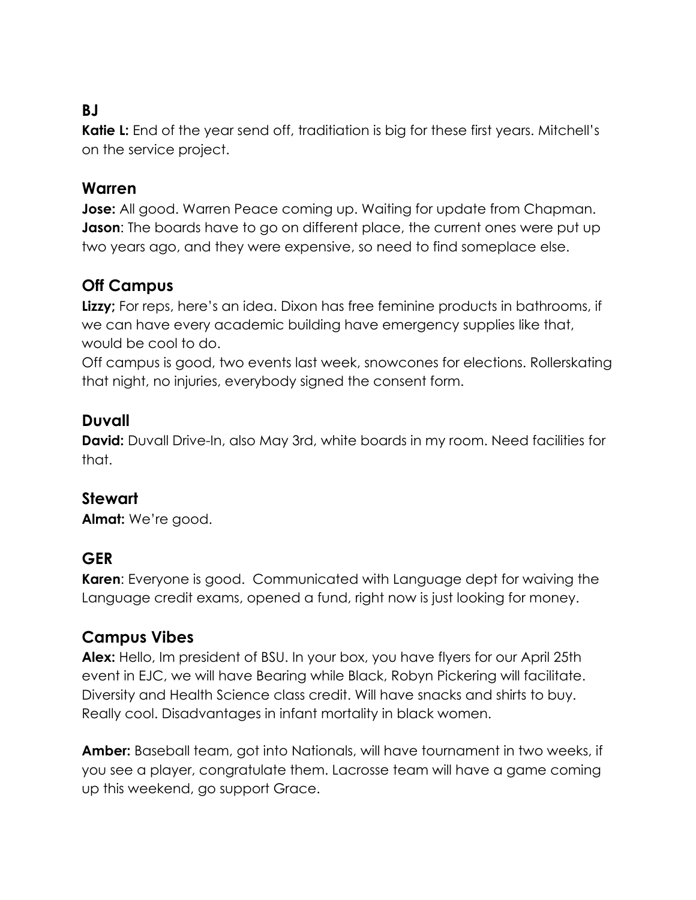## BJ

**Katie L:** End of the year send off, traditiation is big for these first years. Mitchell's on the service project.

## Warren

**Jose:** All good. Warren Peace coming up. Waiting for update from Chapman.
**Jason**: The boards have to go on different place, the current ones were put up two years ago, and they were expensive, so need to find someplace else.

## Off Campus

**Lizzy;** For reps, here's an idea. Dixon has free feminine products in bathrooms, if we can have every academic building have emergency supplies like that, would be cool to do.

Off campus is good, two events last week, snowcones for elections. Rollerskating that night, no injuries, everybody signed the consent form.

## Duvall

**David:** Duvall Drive-In, also May 3rd, white boards in my room. Need facilities for that.

## Stewart

**Almat:** We're good.

## GER

**Karen**: Everyone is good. Communicated with Language dept for waiving the Language credit exams, opened a fund, right now is just looking for money.

## Campus Vibes

**Alex:** Hello, Im president of BSU. In your box, you have flyers for our April 25th event in EJC, we will have Bearing while Black, Robyn Pickering will facilitate. Diversity and Health Science class credit. Will have snacks and shirts to buy. Really cool. Disadvantages in infant mortality in black women.

**Amber:** Baseball team, got into Nationals, will have tournament in two weeks, if you see a player, congratulate them. Lacrosse team will have a game coming up this weekend, go support Grace.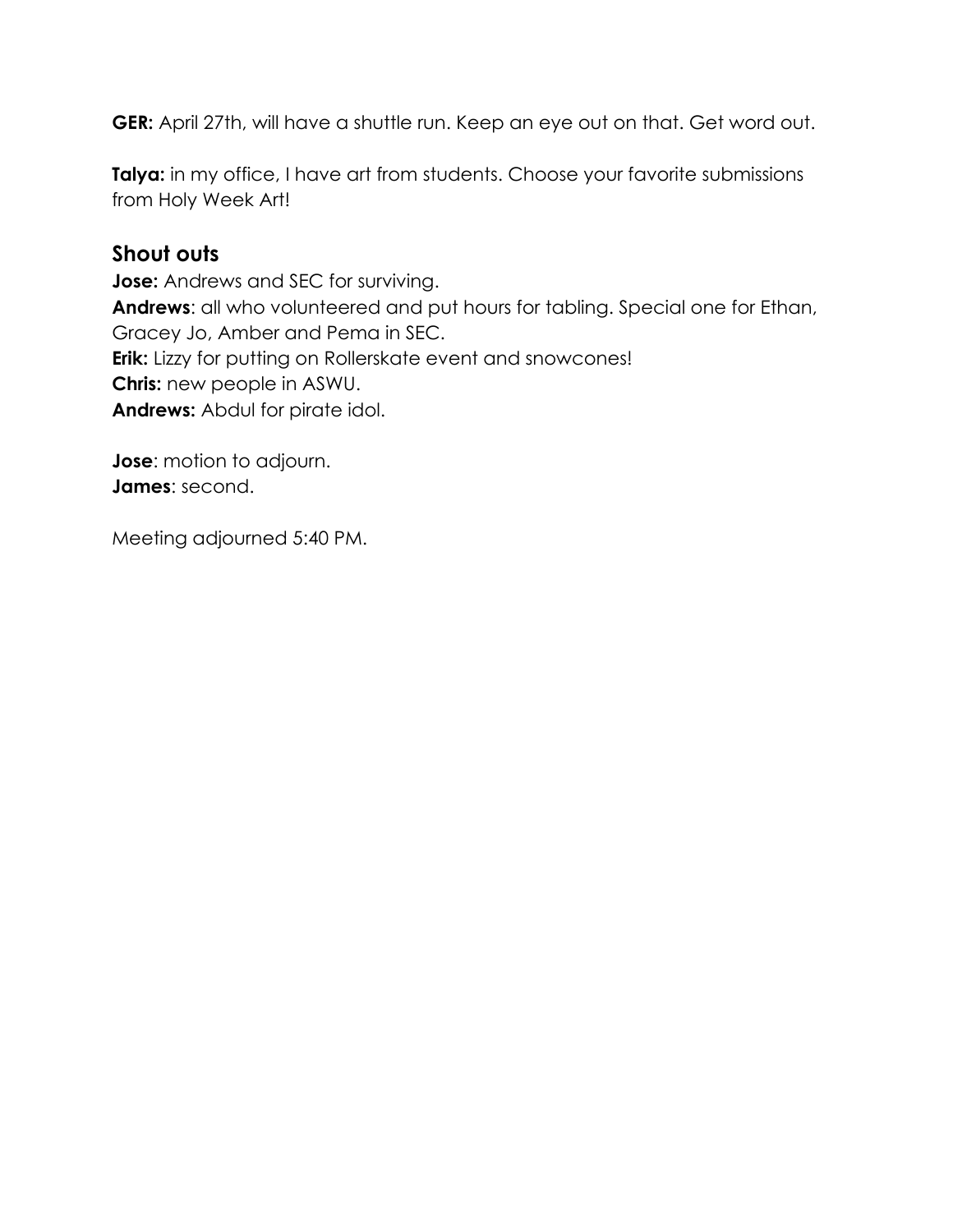**GER:** April 27th, will have a shuttle run. Keep an eye out on that. Get word out.

**Talya:** in my office, I have art from students. Choose your favorite submissions from Holy Week Art!

## Shout outs

**Jose:** Andrews and SEC for surviving.
**Andrews**: all who volunteered and put hours for tabling. Special one for Ethan, Gracey Jo, Amber and Pema in SEC.
**Erik:** Lizzy for putting on Rollerskate event and snowcones!
**Chris:** new people in ASWU.
**Andrews:** Abdul for pirate idol.

**Jose**: motion to adjourn.
**James**: second.

Meeting adjourned 5:40 PM.